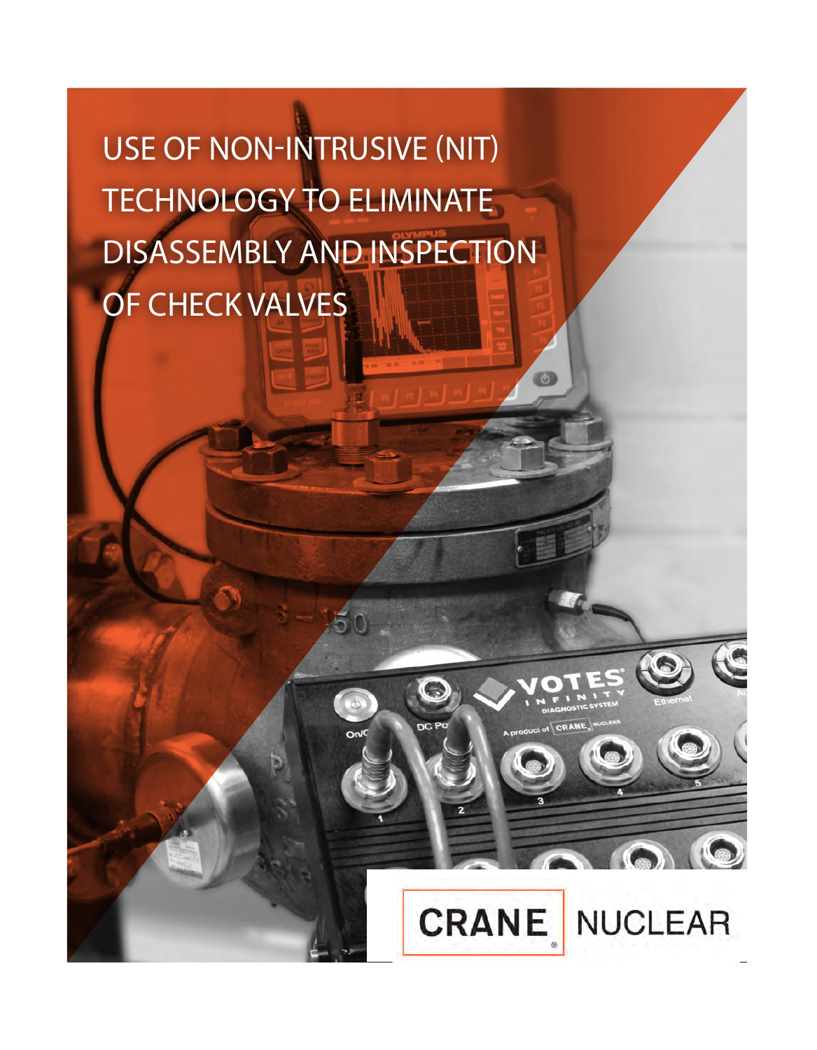# USE OF NON-INTRUSIVE (NIT) TECHNOLOGY TO ELIMINATE DISASSEMBLY AND INSPECTION OF CHECK VALVES

CRANE NUCLEAR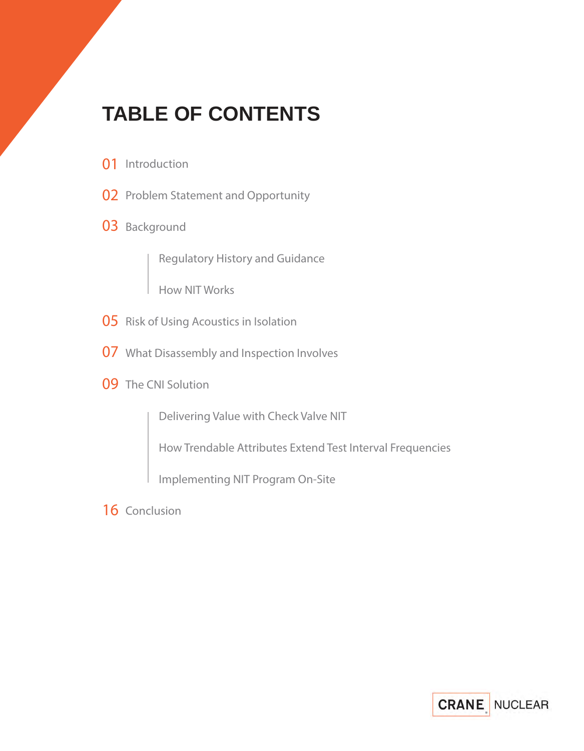# TABLE OF CONTENTS

01 Introduction

02 Problem Statement and Opportunity

03 Background

- Regulatory History and Guidance
- How NIT Works

05 Risk of Using Acoustics in Isolation

07 What Disassembly and Inspection Involves

09 The CNI Solution

- Delivering Value with Check Valve NIT
- How Trendable Attributes Extend Test Interval Frequencies
- Implementing NIT Program On-Site

16 Conclusion

CRANE NUCLEAR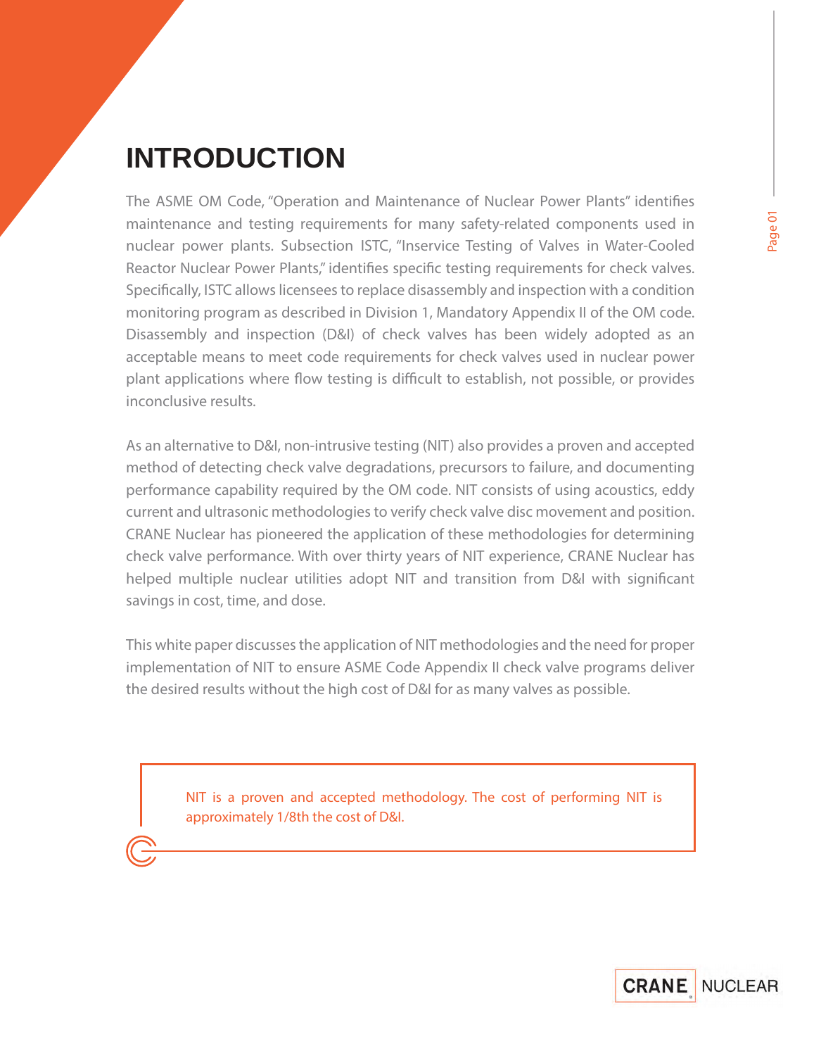# INTRODUCTION

The ASME OM Code, "Operation and Maintenance of Nuclear Power Plants" identifies maintenance and testing requirements for many safety-related components used in nuclear power plants. Subsection ISTC, "Inservice Testing of Valves in Water-Cooled Reactor Nuclear Power Plants," identifies specific testing requirements for check valves. Specifically, ISTC allows licensees to replace disassembly and inspection with a condition monitoring program as described in Division 1, Mandatory Appendix II of the OM code. Disassembly and inspection (D&I) of check valves has been widely adopted as an acceptable means to meet code requirements for check valves used in nuclear power plant applications where flow testing is difficult to establish, not possible, or provides inconclusive results.

As an alternative to D&I, non-intrusive testing (NIT) also provides a proven and accepted method of detecting check valve degradations, precursors to failure, and documenting performance capability required by the OM code. NIT consists of using acoustics, eddy current and ultrasonic methodologies to verify check valve disc movement and position. CRANE Nuclear has pioneered the application of these methodologies for determining check valve performance. With over thirty years of NIT experience, CRANE Nuclear has helped multiple nuclear utilities adopt NIT and transition from D&I with significant savings in cost, time, and dose.

This white paper discusses the application of NIT methodologies and the need for proper implementation of NIT to ensure ASME Code Appendix II check valve programs deliver the desired results without the high cost of D&I for as many valves as possible.

> NIT is a proven and accepted methodology. The cost of performing NIT is approximately 1/8th the cost of D&I.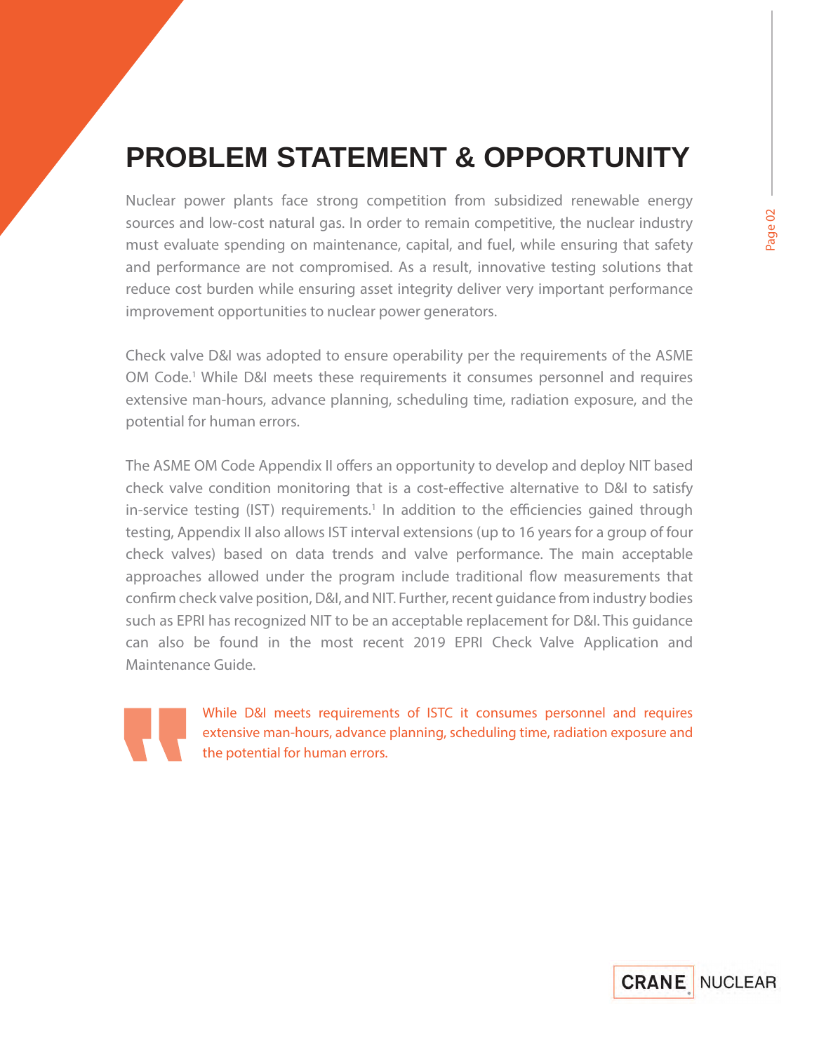# PROBLEM STATEMENT & OPPORTUNITY

Nuclear power plants face strong competition from subsidized renewable energy sources and low-cost natural gas. In order to remain competitive, the nuclear industry must evaluate spending on maintenance, capital, and fuel, while ensuring that safety and performance are not compromised. As a result, innovative testing solutions that reduce cost burden while ensuring asset integrity deliver very important performance improvement opportunities to nuclear power generators.

Check valve D&I was adopted to ensure operability per the requirements of the ASME OM Code.[1] While D&I meets these requirements it consumes personnel and requires extensive man-hours, advance planning, scheduling time, radiation exposure, and the potential for human errors.

The ASME OM Code Appendix II offers an opportunity to develop and deploy NIT based check valve condition monitoring that is a cost-effective alternative to D&I to satisfy in-service testing (IST) requirements.[1] In addition to the efficiencies gained through testing, Appendix II also allows IST interval extensions (up to 16 years for a group of four check valves) based on data trends and valve performance. The main acceptable approaches allowed under the program include traditional flow measurements that confirm check valve position, D&I, and NIT. Further, recent guidance from industry bodies such as EPRI has recognized NIT to be an acceptable replacement for D&I. This guidance can also be found in the most recent 2019 EPRI Check Valve Application and Maintenance Guide.

> While D&I meets requirements of ISTC it consumes personnel and requires extensive man-hours, advance planning, scheduling time, radiation exposure and the potential for human errors.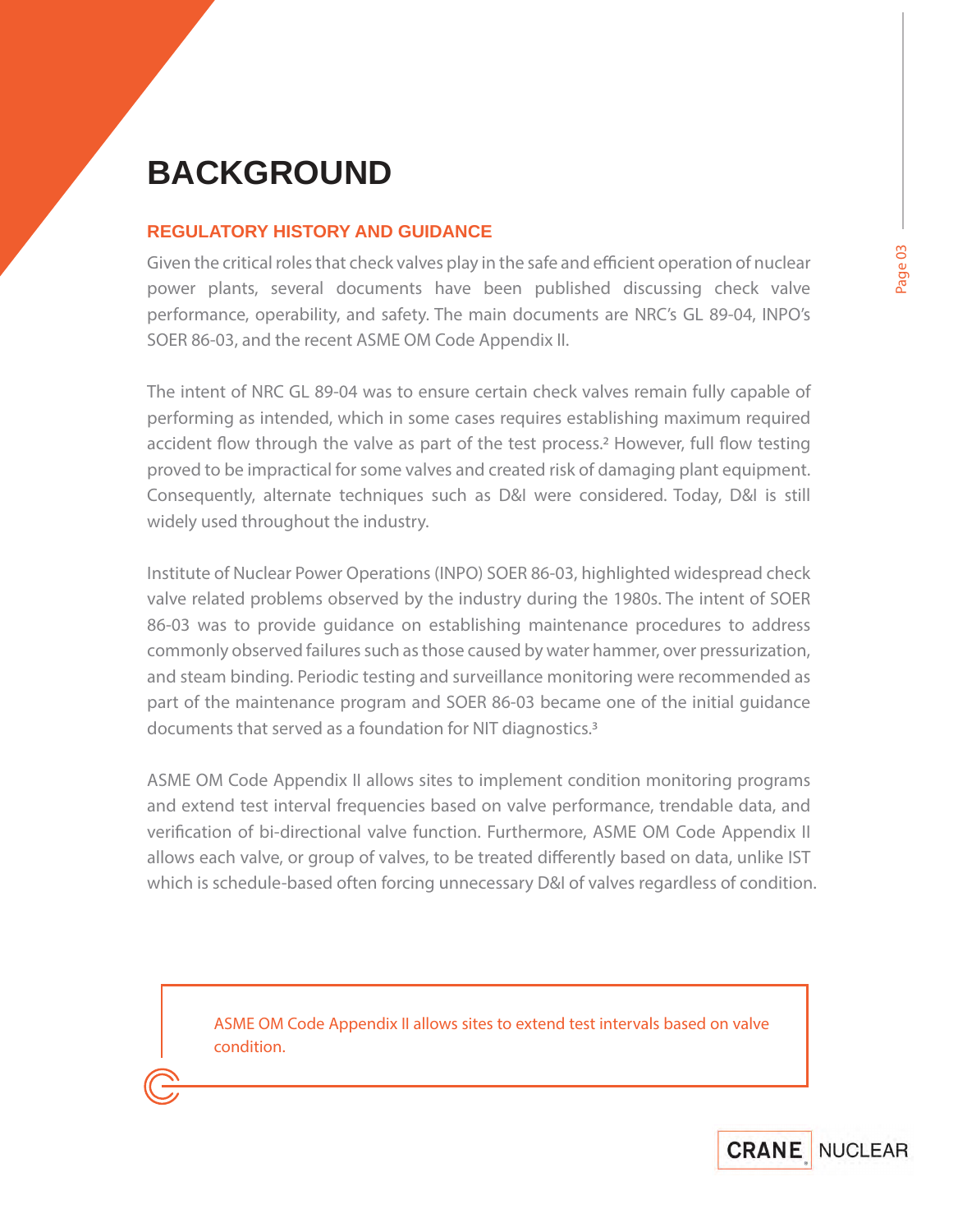# BACKGROUND

## REGULATORY HISTORY AND GUIDANCE

Given the critical roles that check valves play in the safe and efficient operation of nuclear power plants, several documents have been published discussing check valve performance, operability, and safety. The main documents are NRC's GL 89-04, INPO's SOER 86-03, and the recent ASME OM Code Appendix II.

The intent of NRC GL 89-04 was to ensure certain check valves remain fully capable of performing as intended, which in some cases requires establishing maximum required accident flow through the valve as part of the test process.[2] However, full flow testing proved to be impractical for some valves and created risk of damaging plant equipment. Consequently, alternate techniques such as D&I were considered. Today, D&I is still widely used throughout the industry.

Institute of Nuclear Power Operations (INPO) SOER 86-03, highlighted widespread check valve related problems observed by the industry during the 1980s. The intent of SOER 86-03 was to provide guidance on establishing maintenance procedures to address commonly observed failures such as those caused by water hammer, over pressurization, and steam binding. Periodic testing and surveillance monitoring were recommended as part of the maintenance program and SOER 86-03 became one of the initial guidance documents that served as a foundation for NIT diagnostics.[3]

ASME OM Code Appendix II allows sites to implement condition monitoring programs and extend test interval frequencies based on valve performance, trendable data, and verification of bi-directional valve function. Furthermore, ASME OM Code Appendix II allows each valve, or group of valves, to be treated differently based on data, unlike IST which is schedule-based often forcing unnecessary D&I of valves regardless of condition.

> ASME OM Code Appendix II allows sites to extend test intervals based on valve condition.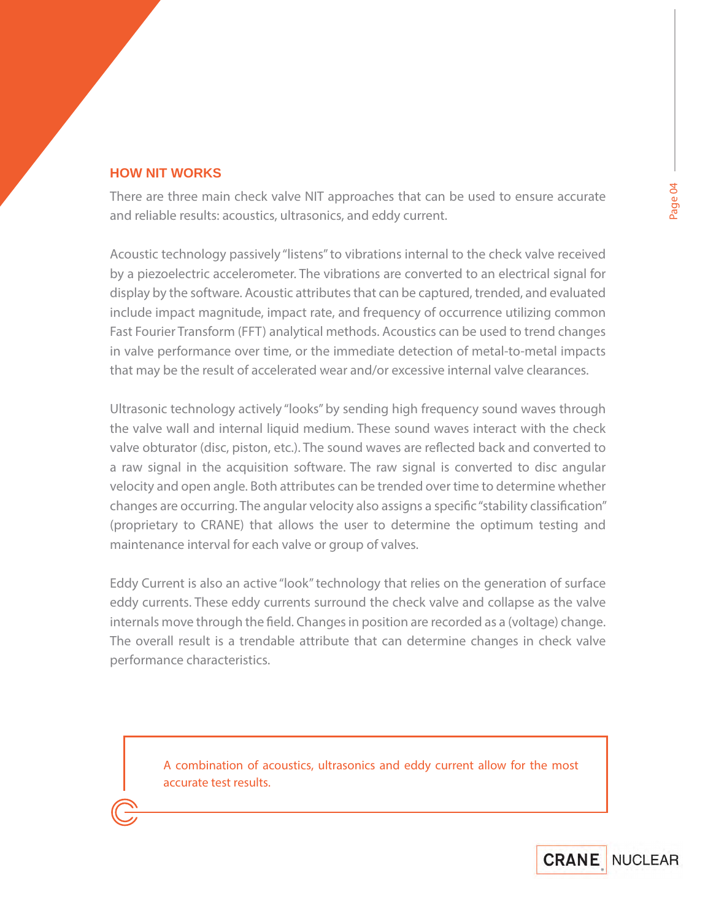## HOW NIT WORKS

There are three main check valve NIT approaches that can be used to ensure accurate and reliable results: acoustics, ultrasonics, and eddy current.

Acoustic technology passively "listens" to vibrations internal to the check valve received by a piezoelectric accelerometer. The vibrations are converted to an electrical signal for display by the software. Acoustic attributes that can be captured, trended, and evaluated include impact magnitude, impact rate, and frequency of occurrence utilizing common Fast Fourier Transform (FFT) analytical methods. Acoustics can be used to trend changes in valve performance over time, or the immediate detection of metal-to-metal impacts that may be the result of accelerated wear and/or excessive internal valve clearances.

Ultrasonic technology actively "looks" by sending high frequency sound waves through the valve wall and internal liquid medium. These sound waves interact with the check valve obturator (disc, piston, etc.). The sound waves are reflected back and converted to a raw signal in the acquisition software. The raw signal is converted to disc angular velocity and open angle. Both attributes can be trended over time to determine whether changes are occurring. The angular velocity also assigns a specific "stability classification" (proprietary to CRANE) that allows the user to determine the optimum testing and maintenance interval for each valve or group of valves.

Eddy Current is also an active "look" technology that relies on the generation of surface eddy currents. These eddy currents surround the check valve and collapse as the valve internals move through the field. Changes in position are recorded as a (voltage) change. The overall result is a trendable attribute that can determine changes in check valve performance characteristics.

> A combination of acoustics, ultrasonics and eddy current allow for the most accurate test results.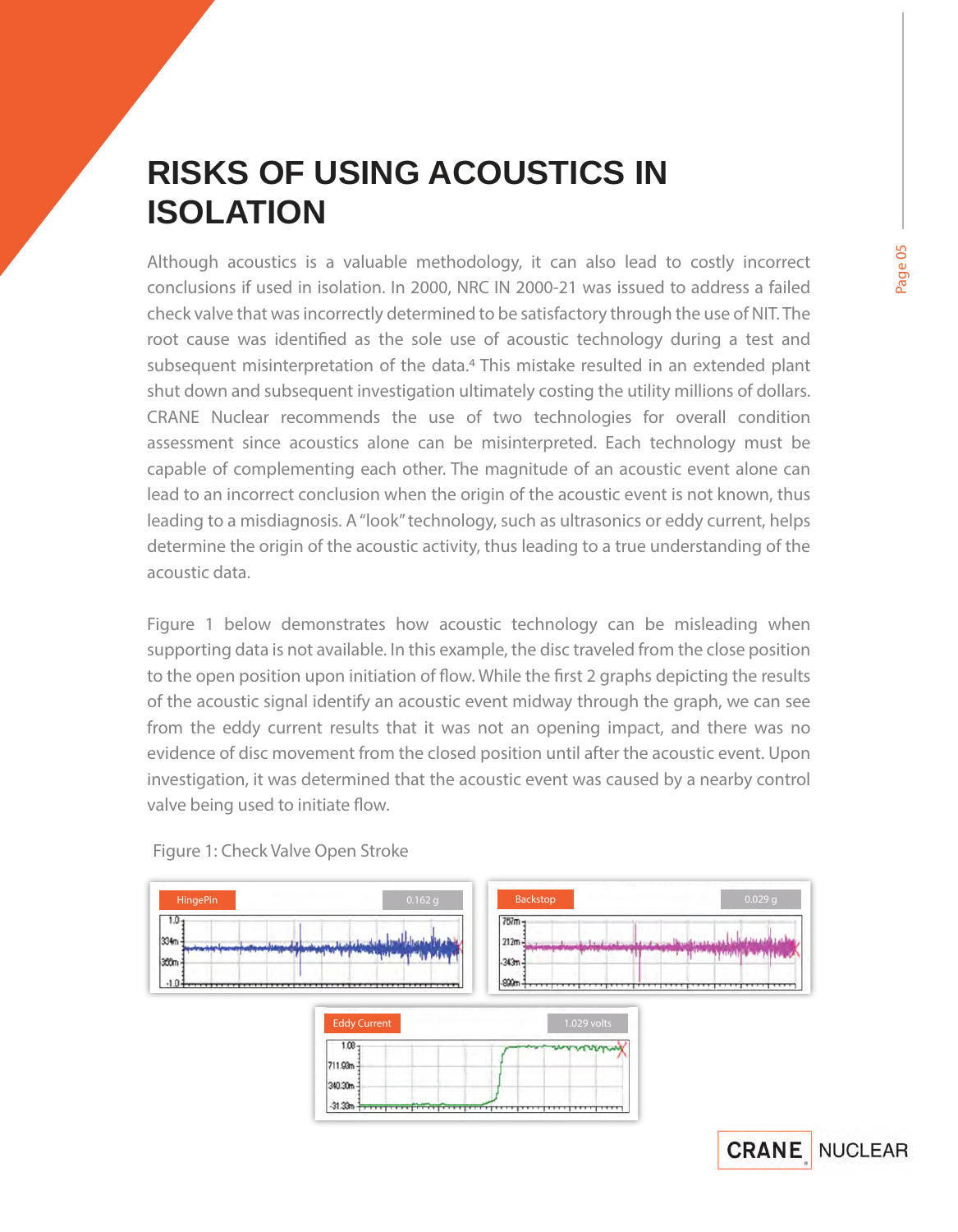# RISKS OF USING ACOUSTICS IN ISOLATION

Although acoustics is a valuable methodology, it can also lead to costly incorrect conclusions if used in isolation. In 2000, NRC IN 2000-21 was issued to address a failed check valve that was incorrectly determined to be satisfactory through the use of NIT. The root cause was identified as the sole use of acoustic technology during a test and subsequent misinterpretation of the data.[4] This mistake resulted in an extended plant shut down and subsequent investigation ultimately costing the utility millions of dollars. CRANE Nuclear recommends the use of two technologies for overall condition assessment since acoustics alone can be misinterpreted. Each technology must be capable of complementing each other. The magnitude of an acoustic event alone can lead to an incorrect conclusion when the origin of the acoustic event is not known, thus leading to a misdiagnosis. A "look" technology, such as ultrasonics or eddy current, helps determine the origin of the acoustic activity, thus leading to a true understanding of the acoustic data.

Figure 1 below demonstrates how acoustic technology can be misleading when supporting data is not available. In this example, the disc traveled from the close position to the open position upon initiation of flow. While the first 2 graphs depicting the results of the acoustic signal identify an acoustic event midway through the graph, we can see from the eddy current results that it was not an opening impact, and there was no evidence of disc movement from the closed position until after the acoustic event. Upon investigation, it was determined that the acoustic event was caused by a nearby control valve being used to initiate flow.

Figure 1: Check Valve Open Stroke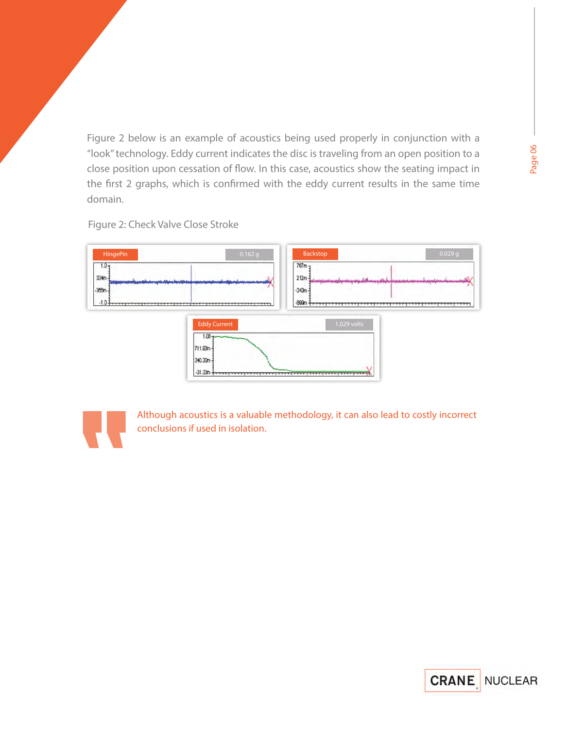Figure 2 below is an example of acoustics being used properly in conjunction with a "look" technology. Eddy current indicates the disc is traveling from an open position to a close position upon cessation of flow. In this case, acoustics show the seating impact in the first 2 graphs, which is confirmed with the eddy current results in the same time domain.

Figure 2: Check Valve Close Stroke

> Although acoustics is a valuable methodology, it can also lead to costly incorrect conclusions if used in isolation.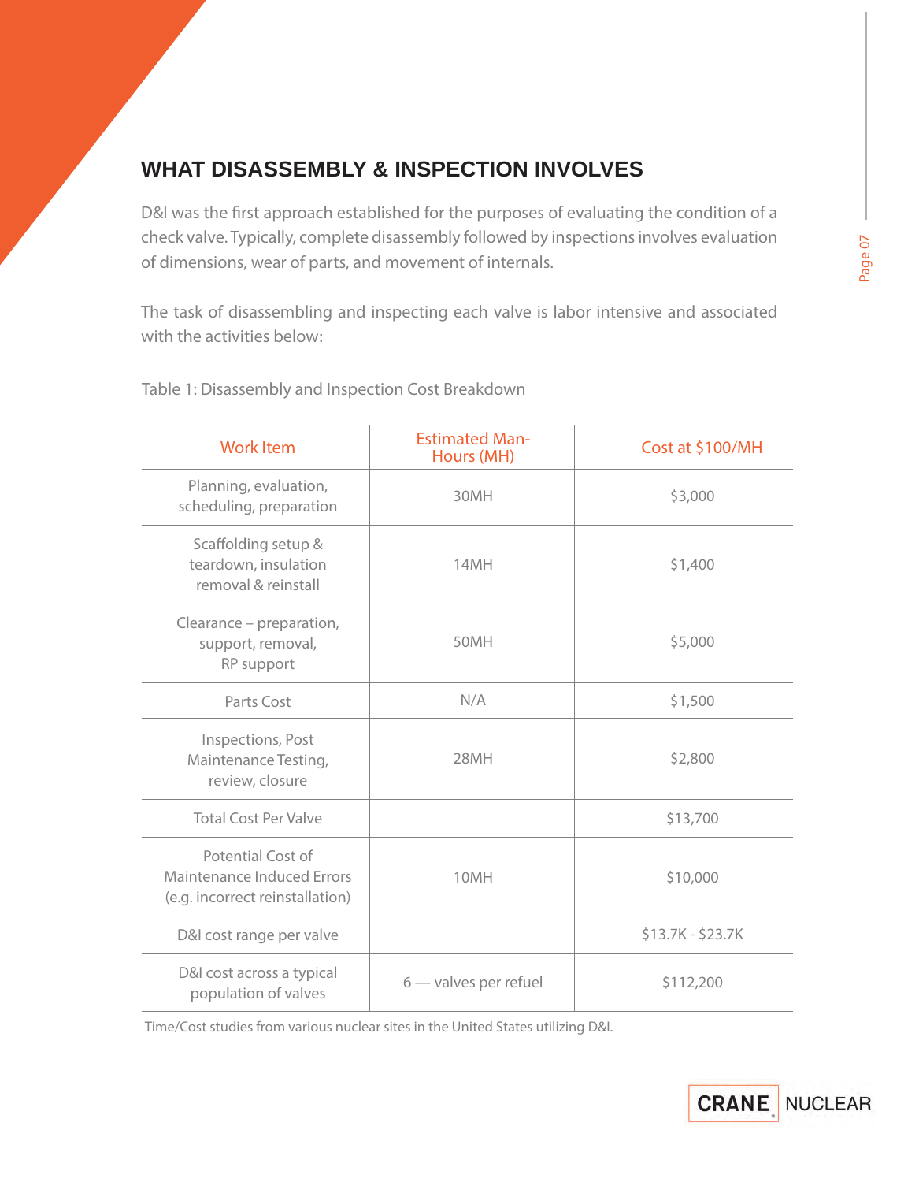## WHAT DISASSEMBLY & INSPECTION INVOLVES

D&I was the first approach established for the purposes of evaluating the condition of a check valve. Typically, complete disassembly followed by inspections involves evaluation of dimensions, wear of parts, and movement of internals.

The task of disassembling and inspecting each valve is labor intensive and associated with the activities below:

Table 1: Disassembly and Inspection Cost Breakdown

| Work Item | Estimated Man-Hours (MH) | Cost at $100/MH |
| --- | --- | --- |
| Planning, evaluation, scheduling, preparation | 30MH | $3,000 |
| Scaffolding setup & teardown, insulation removal & reinstall | 14MH | $1,400 |
| Clearance – preparation, support, removal, RP support | 50MH | $5,000 |
| Parts Cost | N/A | $1,500 |
| Inspections, Post Maintenance Testing, review, closure | 28MH | $2,800 |
| Total Cost Per Valve | | $13,700 |
| Potential Cost of Maintenance Induced Errors (e.g. incorrect reinstallation) | 10MH | $10,000 |
| D&I cost range per valve | | $13.7K - $23.7K |
| D&I cost across a typical population of valves | 6 — valves per refuel | $112,200 |

Time/Cost studies from various nuclear sites in the United States utilizing D&I.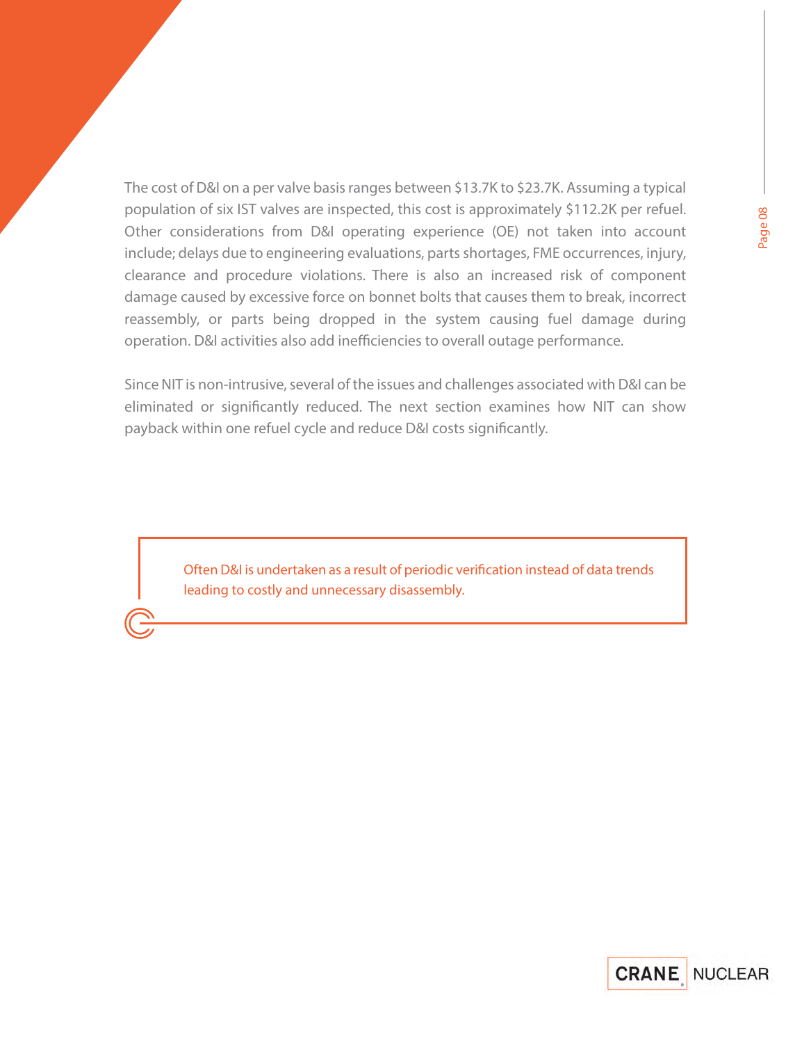The cost of D&I on a per valve basis ranges between $13.7K to $23.7K. Assuming a typical population of six IST valves are inspected, this cost is approximately $112.2K per refuel. Other considerations from D&I operating experience (OE) not taken into account include; delays due to engineering evaluations, parts shortages, FME occurrences, injury, clearance and procedure violations. There is also an increased risk of component damage caused by excessive force on bonnet bolts that causes them to break, incorrect reassembly, or parts being dropped in the system causing fuel damage during operation. D&I activities also add inefficiencies to overall outage performance.

Since NIT is non-intrusive, several of the issues and challenges associated with D&I can be eliminated or significantly reduced. The next section examines how NIT can show payback within one refuel cycle and reduce D&I costs significantly.

> Often D&I is undertaken as a result of periodic verification instead of data trends leading to costly and unnecessary disassembly.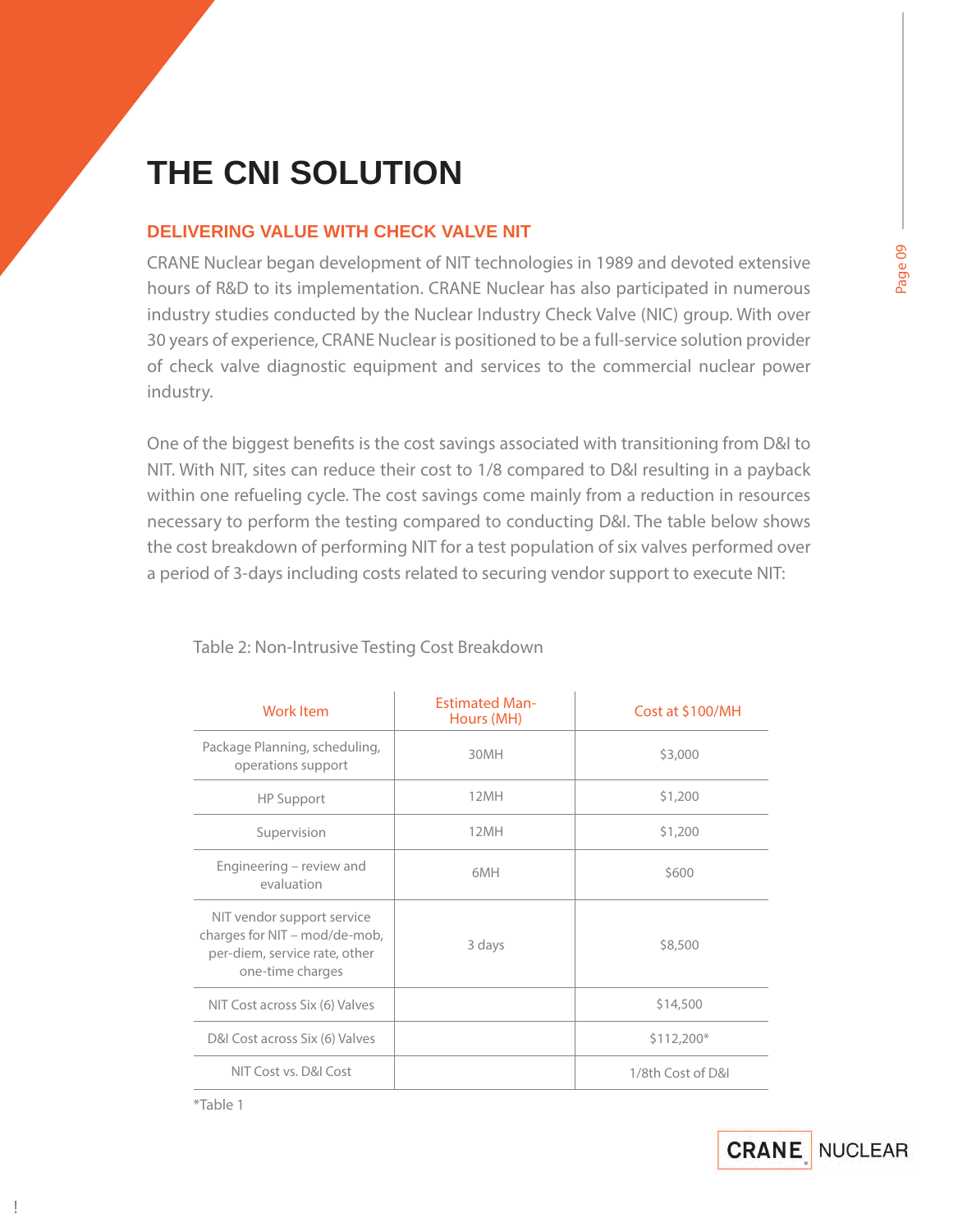# THE CNI SOLUTION

## DELIVERING VALUE WITH CHECK VALVE NIT

CRANE Nuclear began development of NIT technologies in 1989 and devoted extensive hours of R&D to its implementation. CRANE Nuclear has also participated in numerous industry studies conducted by the Nuclear Industry Check Valve (NIC) group. With over 30 years of experience, CRANE Nuclear is positioned to be a full-service solution provider of check valve diagnostic equipment and services to the commercial nuclear power industry.

One of the biggest benefits is the cost savings associated with transitioning from D&I to NIT. With NIT, sites can reduce their cost to 1/8 compared to D&I resulting in a payback within one refueling cycle. The cost savings come mainly from a reduction in resources necessary to perform the testing compared to conducting D&I. The table below shows the cost breakdown of performing NIT for a test population of six valves performed over a period of 3-days including costs related to securing vendor support to execute NIT:

Table 2: Non-Intrusive Testing Cost Breakdown

| Work Item | Estimated Man-Hours (MH) | Cost at $100/MH |
|---|---|---|
| Package Planning, scheduling, operations support | 30MH | $3,000 |
| HP Support | 12MH | $1,200 |
| Supervision | 12MH | $1,200 |
| Engineering – review and evaluation | 6MH | $600 |
| NIT vendor support service charges for NIT – mod/de-mob, per-diem, service rate, other one-time charges | 3 days | $8,500 |
| NIT Cost across Six (6) Valves | | $14,500 |
| D&I Cost across Six (6) Valves | | $112,200* |
| NIT Cost vs. D&I Cost | | 1/8th Cost of D&I |

*Table 1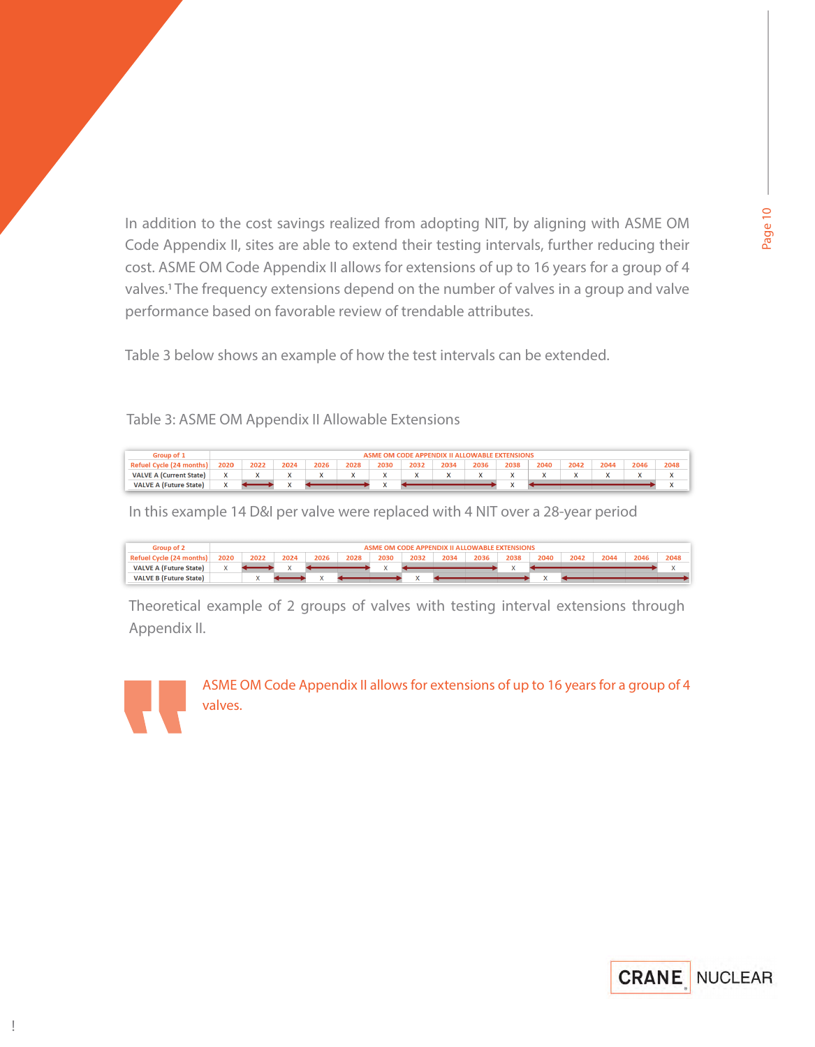In addition to the cost savings realized from adopting NIT, by aligning with ASME OM Code Appendix II, sites are able to extend their testing intervals, further reducing their cost. ASME OM Code Appendix II allows for extensions of up to 16 years for a group of 4 valves.[1] The frequency extensions depend on the number of valves in a group and valve performance based on favorable review of trendable attributes.

Table 3 below shows an example of how the test intervals can be extended.

Table 3: ASME OM Appendix II Allowable Extensions

| Group of 1 | ASME OM CODE APPENDIX II ALLOWABLE EXTENSIONS | | | | | | | | | | | | | | |
|---|---|---|---|---|---|---|---|---|---|---|---|---|---|---|---|
| Refuel Cycle (24 months) | 2020 | 2022 | 2024 | 2026 | 2028 | 2030 | 2032 | 2034 | 2036 | 2038 | 2040 | 2042 | 2044 | 2046 | 2048 |
| VALVE A (Current State) | X | X | X | X | X | X | X | X | X | X | X | X | X | X | X |
| VALVE A (Future State) | X | ↔ | X | ↔ | ↔ | X | ↔ | ↔ | ↔ | X | ↔ | ↔ | ↔ | ↔ | X |

In this example 14 D&I per valve were replaced with 4 NIT over a 28-year period

| Group of 2 | ASME OM CODE APPENDIX II ALLOWABLE EXTENSIONS | | | | | | | | | | | | | | |
|---|---|---|---|---|---|---|---|---|---|---|---|---|---|---|---|
| Refuel Cycle (24 months) | 2020 | 2022 | 2024 | 2026 | 2028 | 2030 | 2032 | 2034 | 2036 | 2038 | 2040 | 2042 | 2044 | 2046 | 2048 |
| VALVE A (Future State) | X | ↔ | X | ↔ | ↔ | X | ↔ | ↔ | ↔ | X | ↔ | ↔ | ↔ | ↔ | X |
| VALVE B (Future State) | | X | ↔ | X | ↔ | ↔ | X | ↔ | ↔ | ↔ | X | ↔ | ↔ | ↔ | ↔ |

Theoretical example of 2 groups of valves with testing interval extensions through Appendix II.

> ASME OM Code Appendix II allows for extensions of up to 16 years for a group of 4 valves.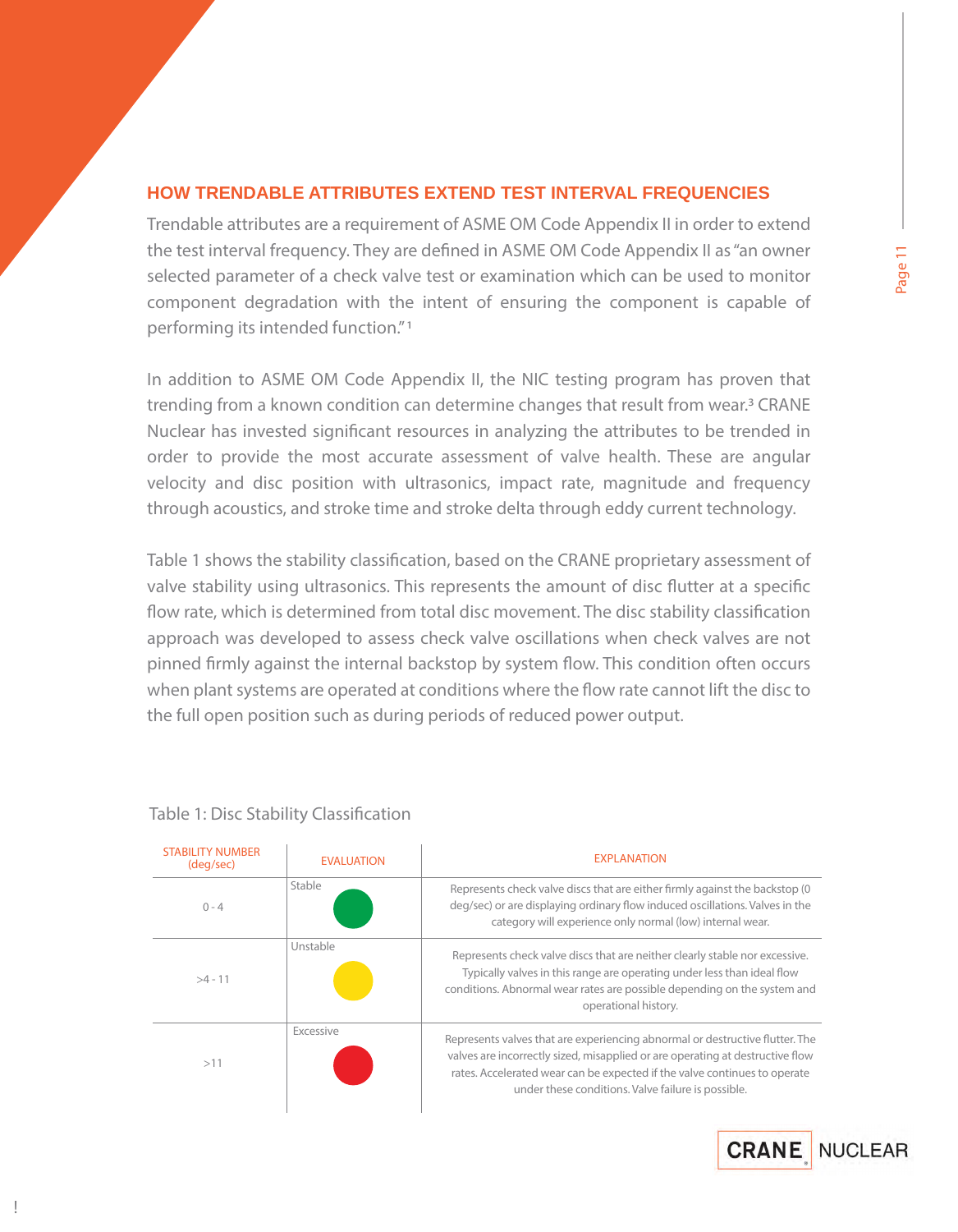## HOW TRENDABLE ATTRIBUTES EXTEND TEST INTERVAL FREQUENCIES

Trendable attributes are a requirement of ASME OM Code Appendix II in order to extend the test interval frequency. They are defined in ASME OM Code Appendix II as "an owner selected parameter of a check valve test or examination which can be used to monitor component degradation with the intent of ensuring the component is capable of performing its intended function."[1]

In addition to ASME OM Code Appendix II, the NIC testing program has proven that trending from a known condition can determine changes that result from wear.[3] CRANE Nuclear has invested significant resources in analyzing the attributes to be trended in order to provide the most accurate assessment of valve health. These are angular velocity and disc position with ultrasonics, impact rate, magnitude and frequency through acoustics, and stroke time and stroke delta through eddy current technology.

Table 1 shows the stability classification, based on the CRANE proprietary assessment of valve stability using ultrasonics. This represents the amount of disc flutter at a specific flow rate, which is determined from total disc movement. The disc stability classification approach was developed to assess check valve oscillations when check valves are not pinned firmly against the internal backstop by system flow. This condition often occurs when plant systems are operated at conditions where the flow rate cannot lift the disc to the full open position such as during periods of reduced power output.

Table 1: Disc Stability Classification

| STABILITY NUMBER (deg/sec) | EVALUATION | EXPLANATION |
|---|---|---|
| 0 - 4 | Stable | Represents check valve discs that are either firmly against the backstop (0 deg/sec) or are displaying ordinary flow induced oscillations. Valves in the category will experience only normal (low) internal wear. |
| >4 - 11 | Unstable | Represents check valve discs that are neither clearly stable nor excessive. Typically valves in this range are operating under less than ideal flow conditions. Abnormal wear rates are possible depending on the system and operational history. |
| >11 | Excessive | Represents valves that are experiencing abnormal or destructive flutter. The valves are incorrectly sized, misapplied or are operating at destructive flow rates. Accelerated wear can be expected if the valve continues to operate under these conditions. Valve failure is possible. |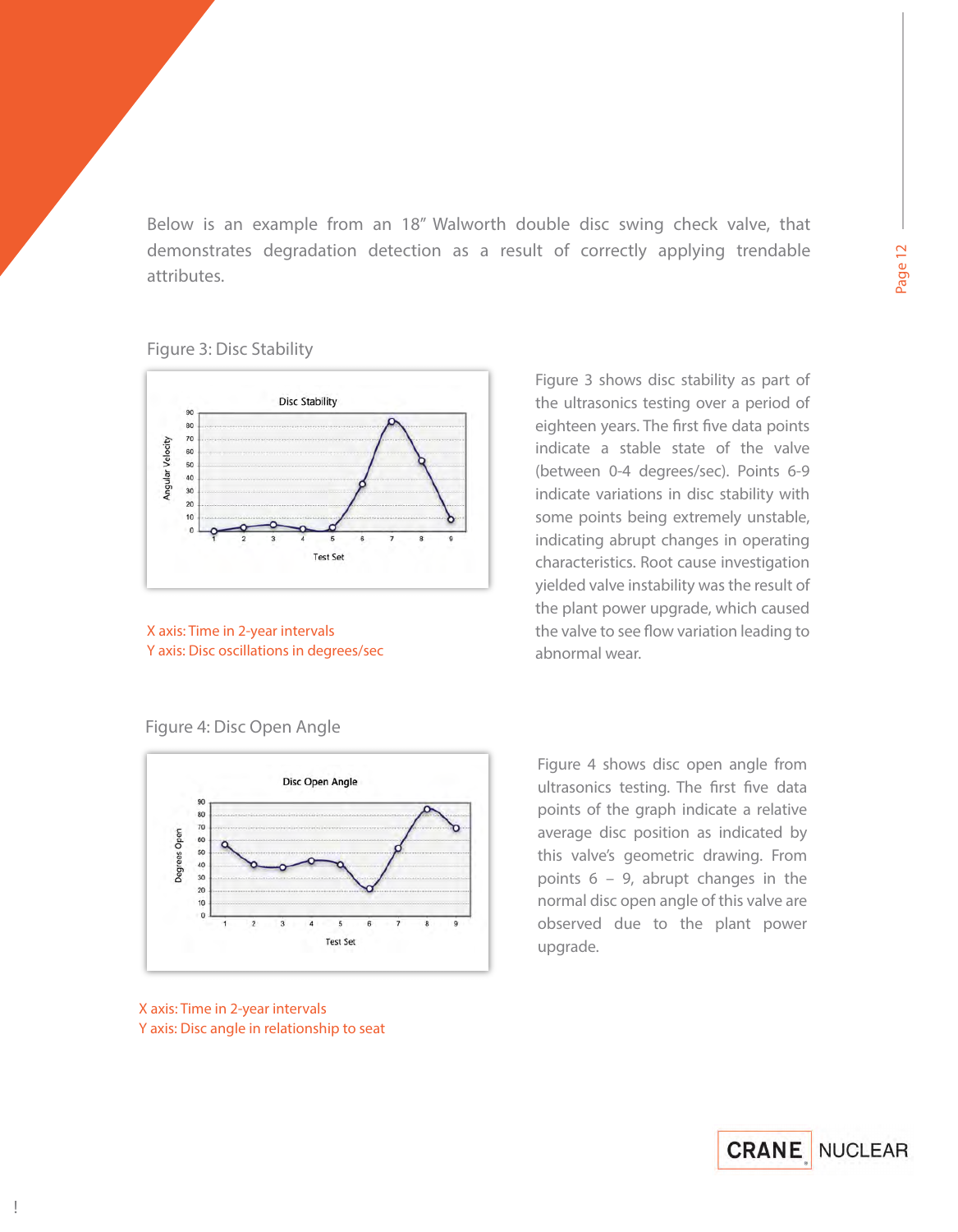Below is an example from an 18" Walworth double disc swing check valve, that demonstrates degradation detection as a result of correctly applying trendable attributes.

Figure 3: Disc Stability

X axis: Time in 2-year intervals
Y axis: Disc oscillations in degrees/sec

Figure 3 shows disc stability as part of the ultrasonics testing over a period of eighteen years. The first five data points indicate a stable state of the valve (between 0-4 degrees/sec). Points 6-9 indicate variations in disc stability with some points being extremely unstable, indicating abrupt changes in operating characteristics. Root cause investigation yielded valve instability was the result of the plant power upgrade, which caused the valve to see flow variation leading to abnormal wear.

Figure 4: Disc Open Angle

X axis: Time in 2-year intervals
Y axis: Disc angle in relationship to seat

Figure 4 shows disc open angle from ultrasonics testing. The first five data points of the graph indicate a relative average disc position as indicated by this valve's geometric drawing. From points 6 – 9, abrupt changes in the normal disc open angle of this valve are observed due to the plant power upgrade.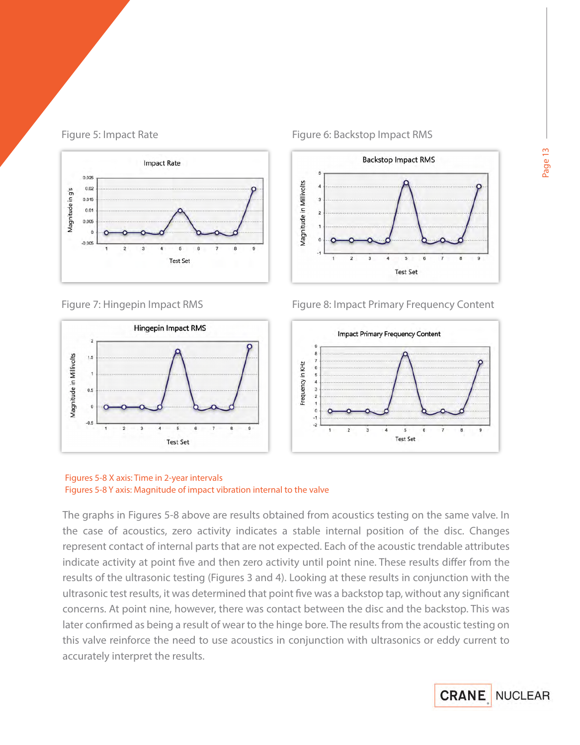Figure 5: Impact Rate

Figure 6: Backstop Impact RMS

Figure 7: Hingepin Impact RMS

Figure 8: Impact Primary Frequency Content

Figures 5-8 X axis: Time in 2-year intervals
Figures 5-8 Y axis: Magnitude of impact vibration internal to the valve

The graphs in Figures 5-8 above are results obtained from acoustics testing on the same valve. In the case of acoustics, zero activity indicates a stable internal position of the disc. Changes represent contact of internal parts that are not expected. Each of the acoustic trendable attributes indicate activity at point five and then zero activity until point nine. These results differ from the results of the ultrasonic testing (Figures 3 and 4). Looking at these results in conjunction with the ultrasonic test results, it was determined that point five was a backstop tap, without any significant concerns. At point nine, however, there was contact between the disc and the backstop. This was later confirmed as being a result of wear to the hinge bore. The results from the acoustic testing on this valve reinforce the need to use acoustics in conjunction with ultrasonics or eddy current to accurately interpret the results.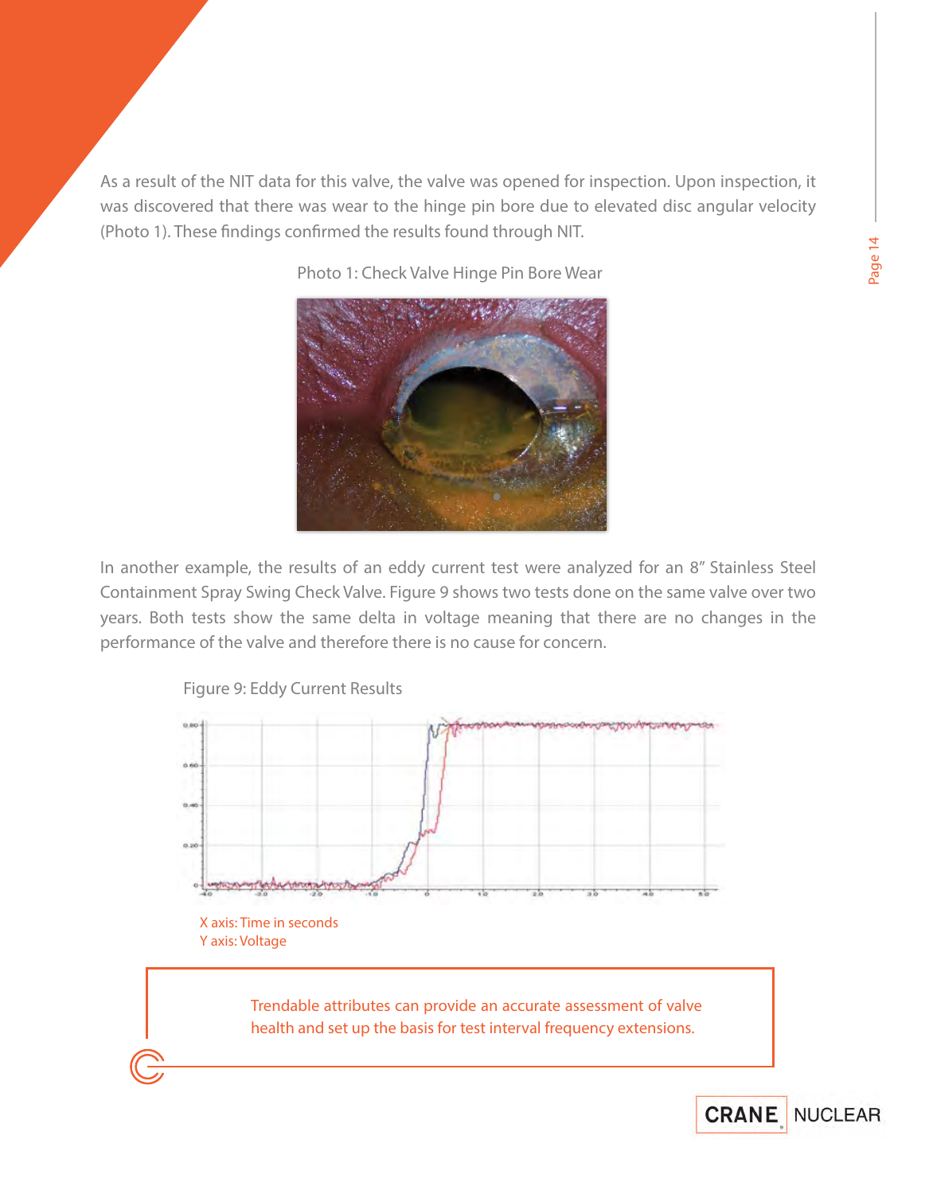As a result of the NIT data for this valve, the valve was opened for inspection. Upon inspection, it was discovered that there was wear to the hinge pin bore due to elevated disc angular velocity (Photo 1). These findings confirmed the results found through NIT.

Photo 1: Check Valve Hinge Pin Bore Wear

In another example, the results of an eddy current test were analyzed for an 8" Stainless Steel Containment Spray Swing Check Valve. Figure 9 shows two tests done on the same valve over two years. Both tests show the same delta in voltage meaning that there are no changes in the performance of the valve and therefore there is no cause for concern.

Figure 9: Eddy Current Results

X axis: Time in seconds
Y axis: Voltage

> Trendable attributes can provide an accurate assessment of valve health and set up the basis for test interval frequency extensions.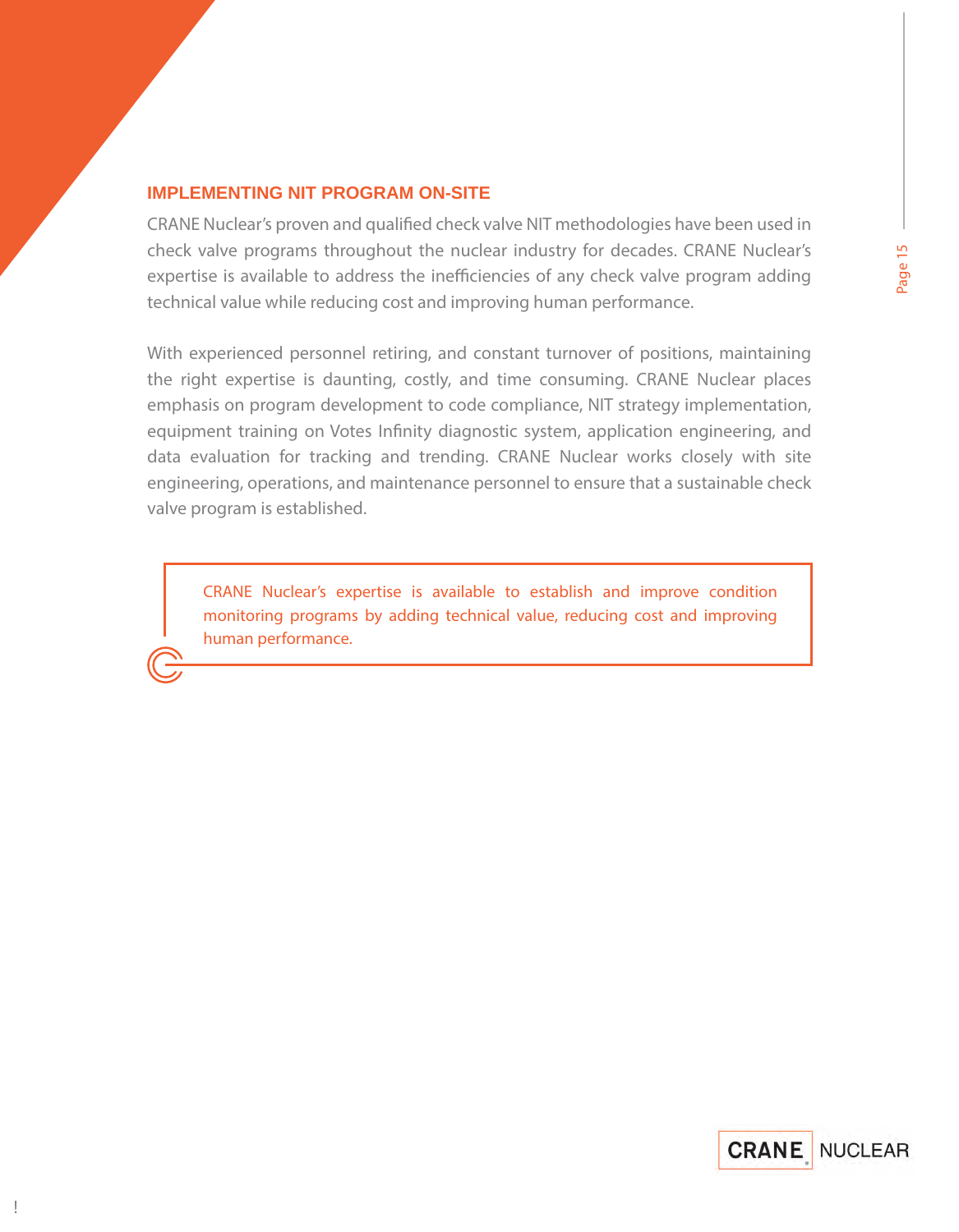## IMPLEMENTING NIT PROGRAM ON-SITE

CRANE Nuclear's proven and qualified check valve NIT methodologies have been used in check valve programs throughout the nuclear industry for decades. CRANE Nuclear's expertise is available to address the inefficiencies of any check valve program adding technical value while reducing cost and improving human performance.

With experienced personnel retiring, and constant turnover of positions, maintaining the right expertise is daunting, costly, and time consuming. CRANE Nuclear places emphasis on program development to code compliance, NIT strategy implementation, equipment training on Votes Infinity diagnostic system, application engineering, and data evaluation for tracking and trending. CRANE Nuclear works closely with site engineering, operations, and maintenance personnel to ensure that a sustainable check valve program is established.

> CRANE Nuclear's expertise is available to establish and improve condition monitoring programs by adding technical value, reducing cost and improving human performance.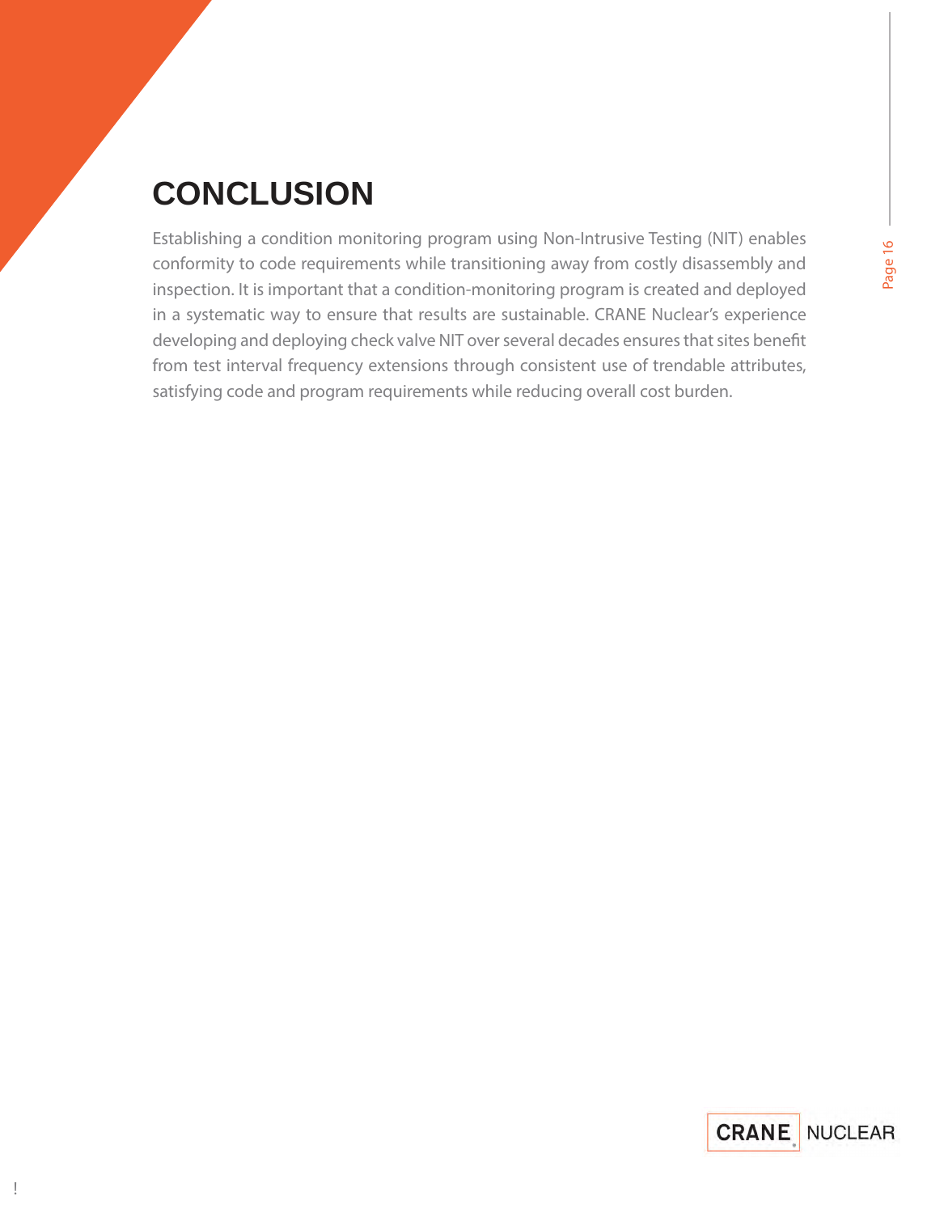# CONCLUSION

Establishing a condition monitoring program using Non-Intrusive Testing (NIT) enables conformity to code requirements while transitioning away from costly disassembly and inspection. It is important that a condition-monitoring program is created and deployed in a systematic way to ensure that results are sustainable. CRANE Nuclear's experience developing and deploying check valve NIT over several decades ensures that sites benefit from test interval frequency extensions through consistent use of trendable attributes, satisfying code and program requirements while reducing overall cost burden.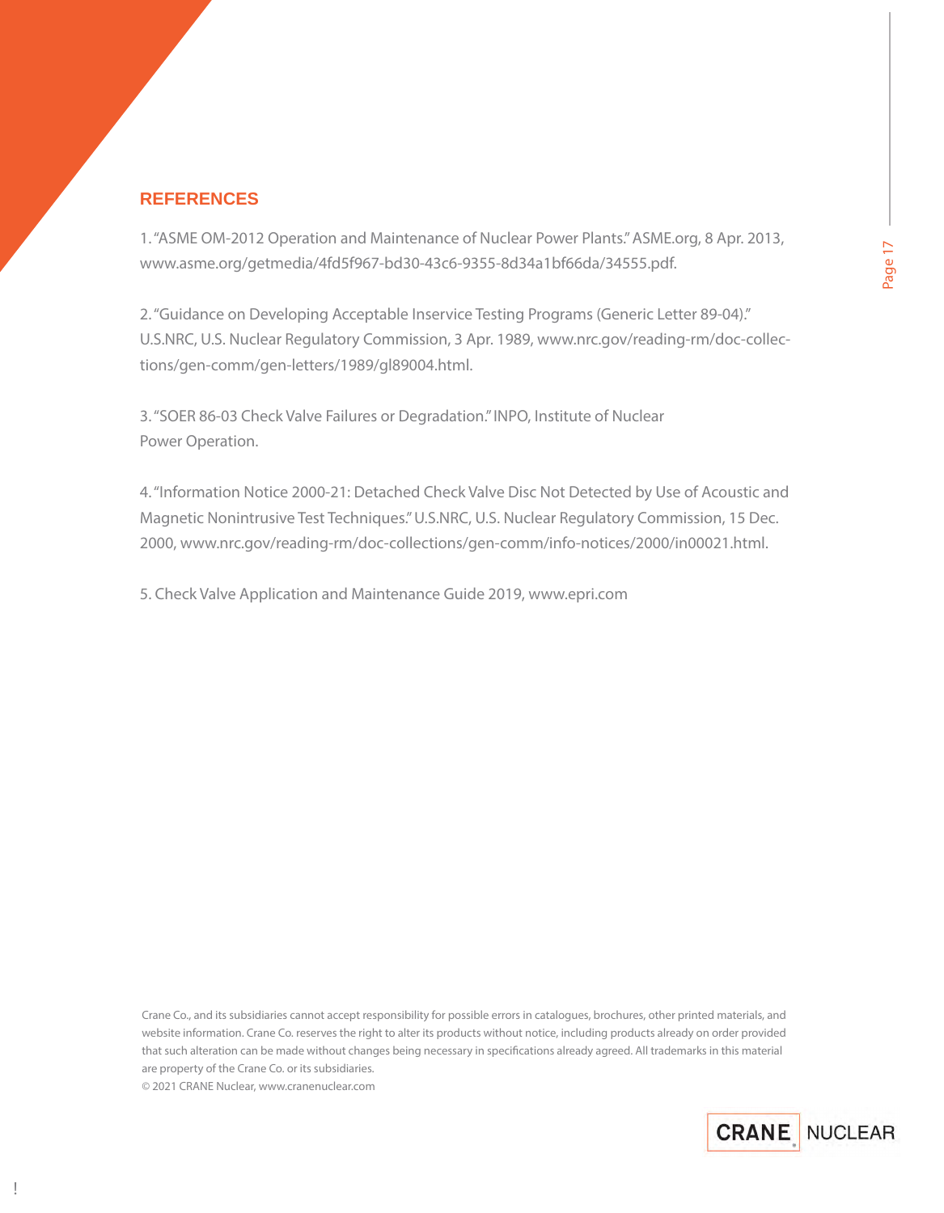## REFERENCES

1. "ASME OM-2012 Operation and Maintenance of Nuclear Power Plants." ASME.org, 8 Apr. 2013, www.asme.org/getmedia/4fd5f967-bd30-43c6-9355-8d34a1bf66da/34555.pdf.

2. "Guidance on Developing Acceptable Inservice Testing Programs (Generic Letter 89-04)." U.S.NRC, U.S. Nuclear Regulatory Commission, 3 Apr. 1989, www.nrc.gov/reading-rm/doc-collections/gen-comm/gen-letters/1989/gl89004.html.

3. "SOER 86-03 Check Valve Failures or Degradation." INPO, Institute of Nuclear Power Operation.

4. "Information Notice 2000-21: Detached Check Valve Disc Not Detected by Use of Acoustic and Magnetic Nonintrusive Test Techniques." U.S.NRC, U.S. Nuclear Regulatory Commission, 15 Dec. 2000, www.nrc.gov/reading-rm/doc-collections/gen-comm/info-notices/2000/in00021.html.

5. Check Valve Application and Maintenance Guide 2019, www.epri.com

Crane Co., and its subsidiaries cannot accept responsibility for possible errors in catalogues, brochures, other printed materials, and website information. Crane Co. reserves the right to alter its products without notice, including products already on order provided that such alteration can be made without changes being necessary in specifications already agreed. All trademarks in this material are property of the Crane Co. or its subsidiaries.
© 2021 CRANE Nuclear, www.cranenuclear.com

CRANE NUCLEAR